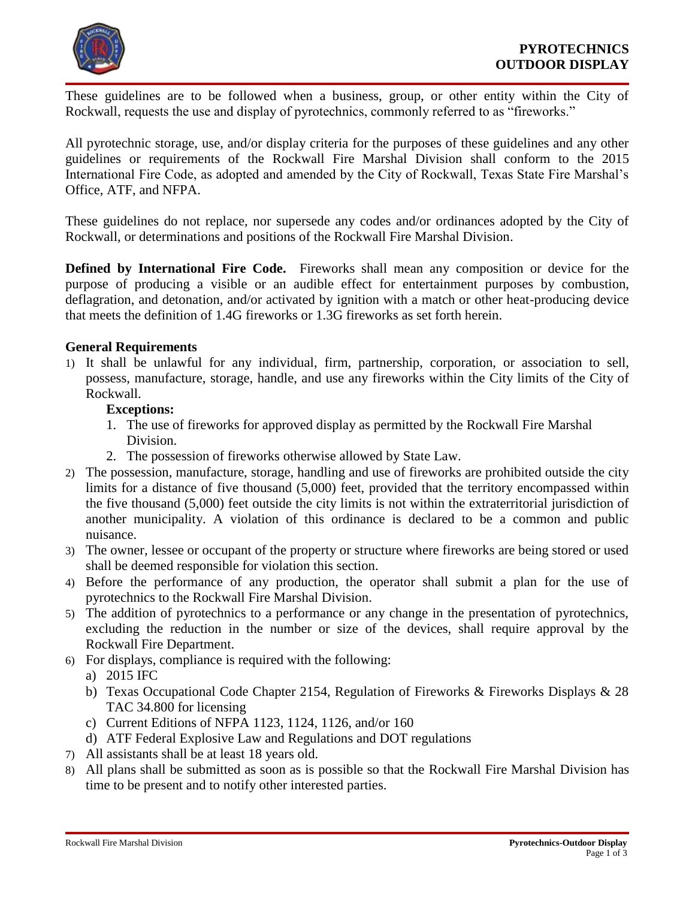# PYROTECHNICS OUTDOOR DISPLAY

These guidelines are to be followed when a business, group, or other entity within the City of Rockwall, requests the use and display of pyrotechnics, commonly referred to as "fireworks."

All pyrotechnic storage, use, and/or display criteria for the purposes of these guidelines and any other guidelines or requirements of the Rockwall Fire Marshal Division shall conform to the 2015 International Fire Code, as adopted and amended by the City of Rockwall, Texas State Fire Marshal's Office, ATF, and NFPA.

These guidelines do not replace, nor supersede any codes and/or ordinances adopted by the City of Rockwall, or determinations and positions of the Rockwall Fire Marshal Division.

**Defined by International Fire Code.** Fireworks shall mean any composition or device for the purpose of producing a visible or an audible effect for entertainment purposes by combustion, deflagration, and detonation, and/or activated by ignition with a match or other heat-producing device that meets the definition of 1.4G fireworks or 1.3G fireworks as set forth herein.

### General Requirements

1) It shall be unlawful for any individual, firm, partnership, corporation, or association to sell, possess, manufacture, storage, handle, and use any fireworks within the City limits of the City of Rockwall.

   **Exceptions:**

   1. The use of fireworks for approved display as permitted by the Rockwall Fire Marshal Division.
   2. The possession of fireworks otherwise allowed by State Law.

2) The possession, manufacture, storage, handling and use of fireworks are prohibited outside the city limits for a distance of five thousand (5,000) feet, provided that the territory encompassed within the five thousand (5,000) feet outside the city limits is not within the extraterritorial jurisdiction of another municipality. A violation of this ordinance is declared to be a common and public nuisance.
3) The owner, lessee or occupant of the property or structure where fireworks are being stored or used shall be deemed responsible for violation this section.
4) Before the performance of any production, the operator shall submit a plan for the use of pyrotechnics to the Rockwall Fire Marshal Division.
5) The addition of pyrotechnics to a performance or any change in the presentation of pyrotechnics, excluding the reduction in the number or size of the devices, shall require approval by the Rockwall Fire Department.
6) For displays, compliance is required with the following:
   a) 2015 IFC
   b) Texas Occupational Code Chapter 2154, Regulation of Fireworks & Fireworks Displays & 28 TAC 34.800 for licensing
   c) Current Editions of NFPA 1123, 1124, 1126, and/or 160
   d) ATF Federal Explosive Law and Regulations and DOT regulations
7) All assistants shall be at least 18 years old.
8) All plans shall be submitted as soon as is possible so that the Rockwall Fire Marshal Division has time to be present and to notify other interested parties.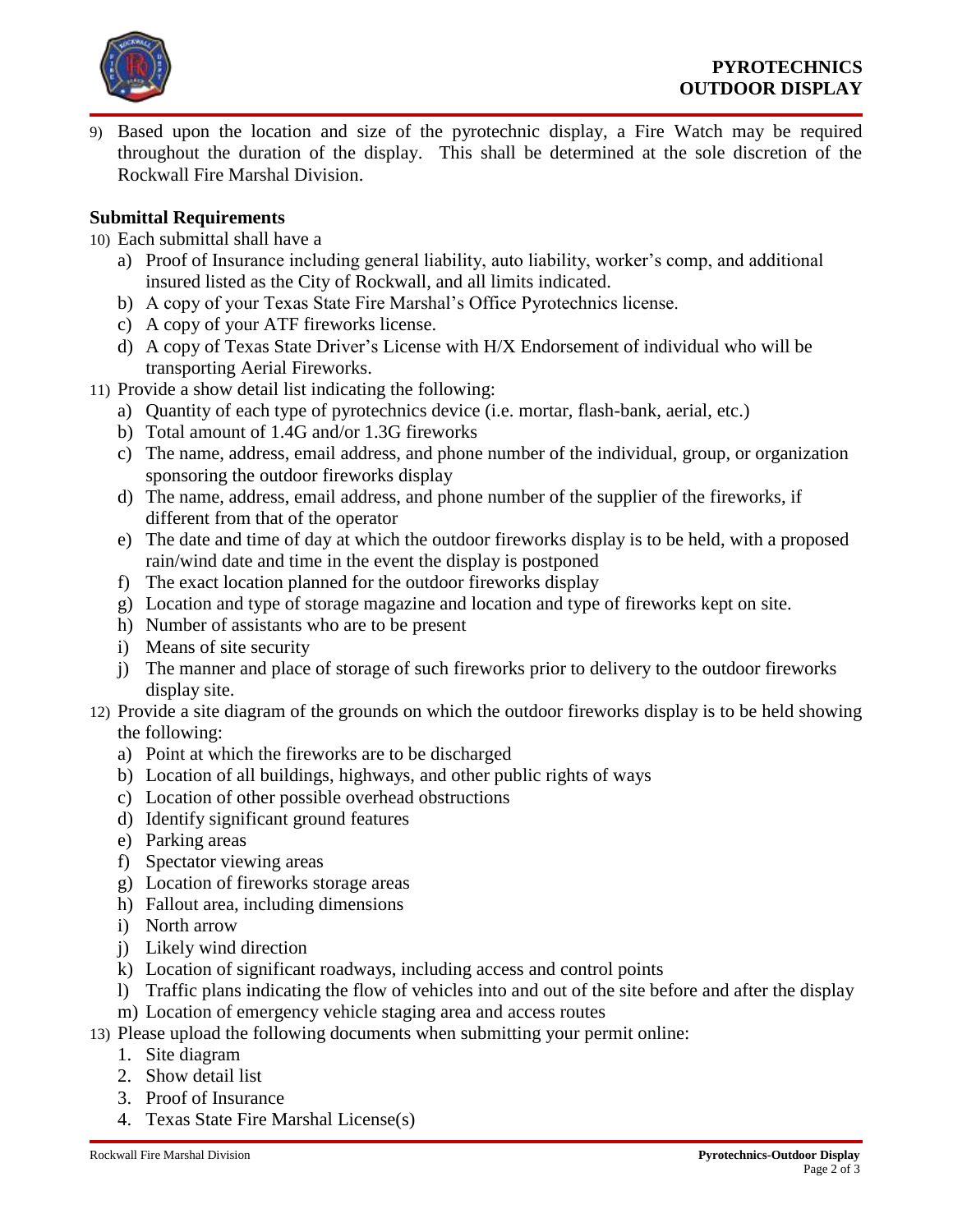9) Based upon the location and size of the pyrotechnic display, a Fire Watch may be required throughout the duration of the display. This shall be determined at the sole discretion of the Rockwall Fire Marshal Division.

**Submittal Requirements**

10) Each submittal shall have a
    a) Proof of Insurance including general liability, auto liability, worker's comp, and additional insured listed as the City of Rockwall, and all limits indicated.
    b) A copy of your Texas State Fire Marshal's Office Pyrotechnics license.
    c) A copy of your ATF fireworks license.
    d) A copy of Texas State Driver's License with H/X Endorsement of individual who will be transporting Aerial Fireworks.
11) Provide a show detail list indicating the following:
    a) Quantity of each type of pyrotechnics device (i.e. mortar, flash-bank, aerial, etc.)
    b) Total amount of 1.4G and/or 1.3G fireworks
    c) The name, address, email address, and phone number of the individual, group, or organization sponsoring the outdoor fireworks display
    d) The name, address, email address, and phone number of the supplier of the fireworks, if different from that of the operator
    e) The date and time of day at which the outdoor fireworks display is to be held, with a proposed rain/wind date and time in the event the display is postponed
    f) The exact location planned for the outdoor fireworks display
    g) Location and type of storage magazine and location and type of fireworks kept on site.
    h) Number of assistants who are to be present
    i) Means of site security
    j) The manner and place of storage of such fireworks prior to delivery to the outdoor fireworks display site.
12) Provide a site diagram of the grounds on which the outdoor fireworks display is to be held showing the following:
    a) Point at which the fireworks are to be discharged
    b) Location of all buildings, highways, and other public rights of ways
    c) Location of other possible overhead obstructions
    d) Identify significant ground features
    e) Parking areas
    f) Spectator viewing areas
    g) Location of fireworks storage areas
    h) Fallout area, including dimensions
    i) North arrow
    j) Likely wind direction
    k) Location of significant roadways, including access and control points
    l) Traffic plans indicating the flow of vehicles into and out of the site before and after the display
    m) Location of emergency vehicle staging area and access routes
13) Please upload the following documents when submitting your permit online:
    1. Site diagram
    2. Show detail list
    3. Proof of Insurance
    4. Texas State Fire Marshal License(s)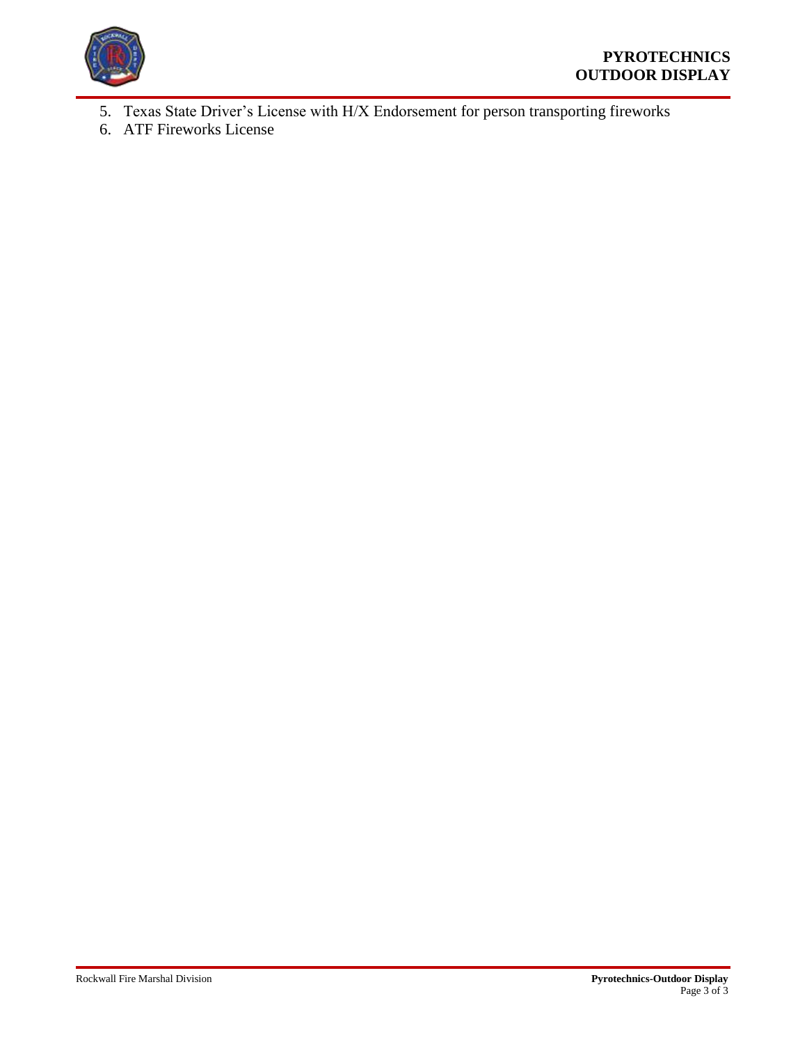5. Texas State Driver's License with H/X Endorsement for person transporting fireworks
6. ATF Fireworks License